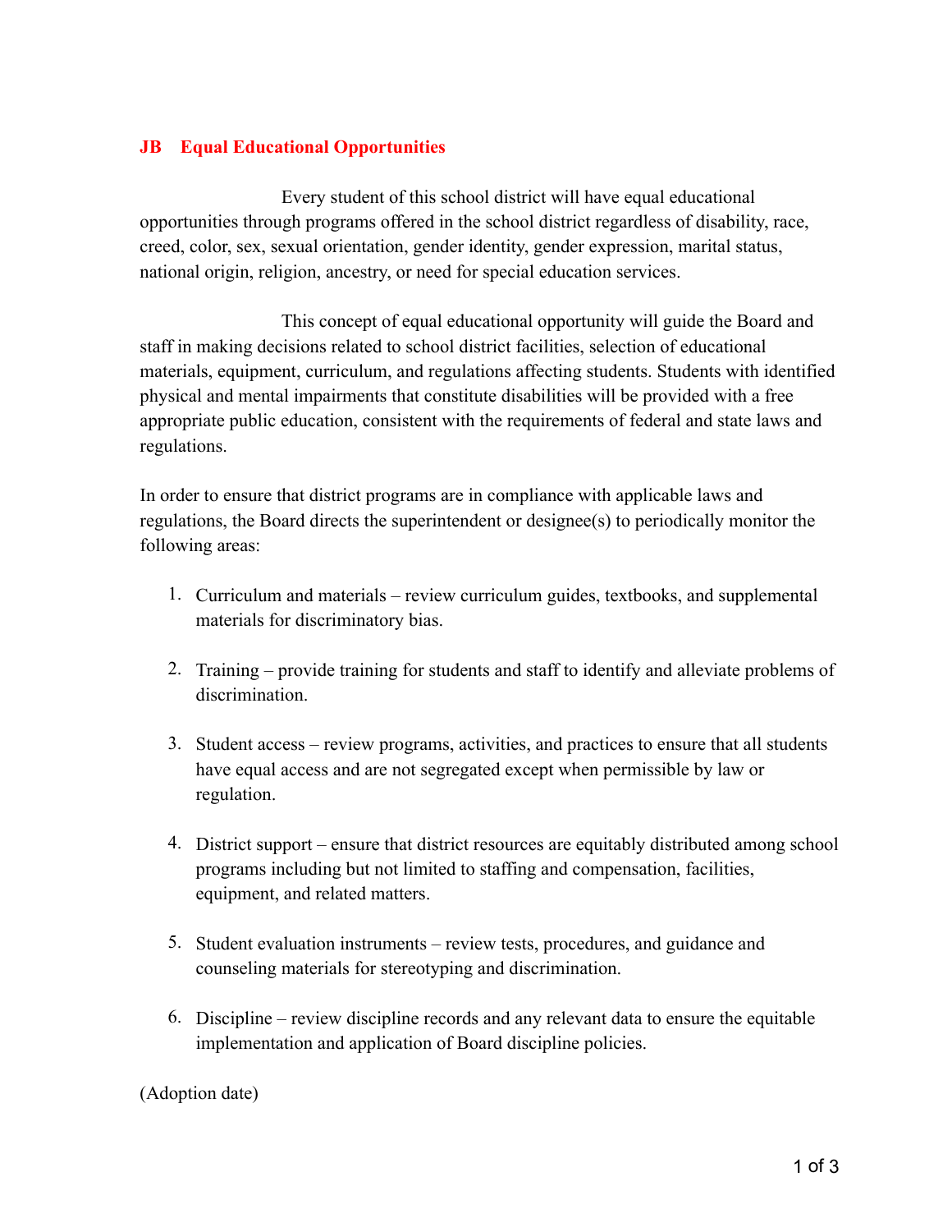# JB Equal Educational Opportunities

Every student of this school district will have equal educational opportunities through programs offered in the school district regardless of disability, race, creed, color, sex, sexual orientation, gender identity, gender expression, marital status, national origin, religion, ancestry, or need for special education services.

This concept of equal educational opportunity will guide the Board and staff in making decisions related to school district facilities, selection of educational materials, equipment, curriculum, and regulations affecting students. Students with identified physical and mental impairments that constitute disabilities will be provided with a free appropriate public education, consistent with the requirements of federal and state laws and regulations.

In order to ensure that district programs are in compliance with applicable laws and regulations, the Board directs the superintendent or designee(s) to periodically monitor the following areas:

1. Curriculum and materials – review curriculum guides, textbooks, and supplemental materials for discriminatory bias.

2. Training – provide training for students and staff to identify and alleviate problems of discrimination.

3. Student access – review programs, activities, and practices to ensure that all students have equal access and are not segregated except when permissible by law or regulation.

4. District support – ensure that district resources are equitably distributed among school programs including but not limited to staffing and compensation, facilities, equipment, and related matters.

5. Student evaluation instruments – review tests, procedures, and guidance and counseling materials for stereotyping and discrimination.

6. Discipline – review discipline records and any relevant data to ensure the equitable implementation and application of Board discipline policies.

(Adoption date)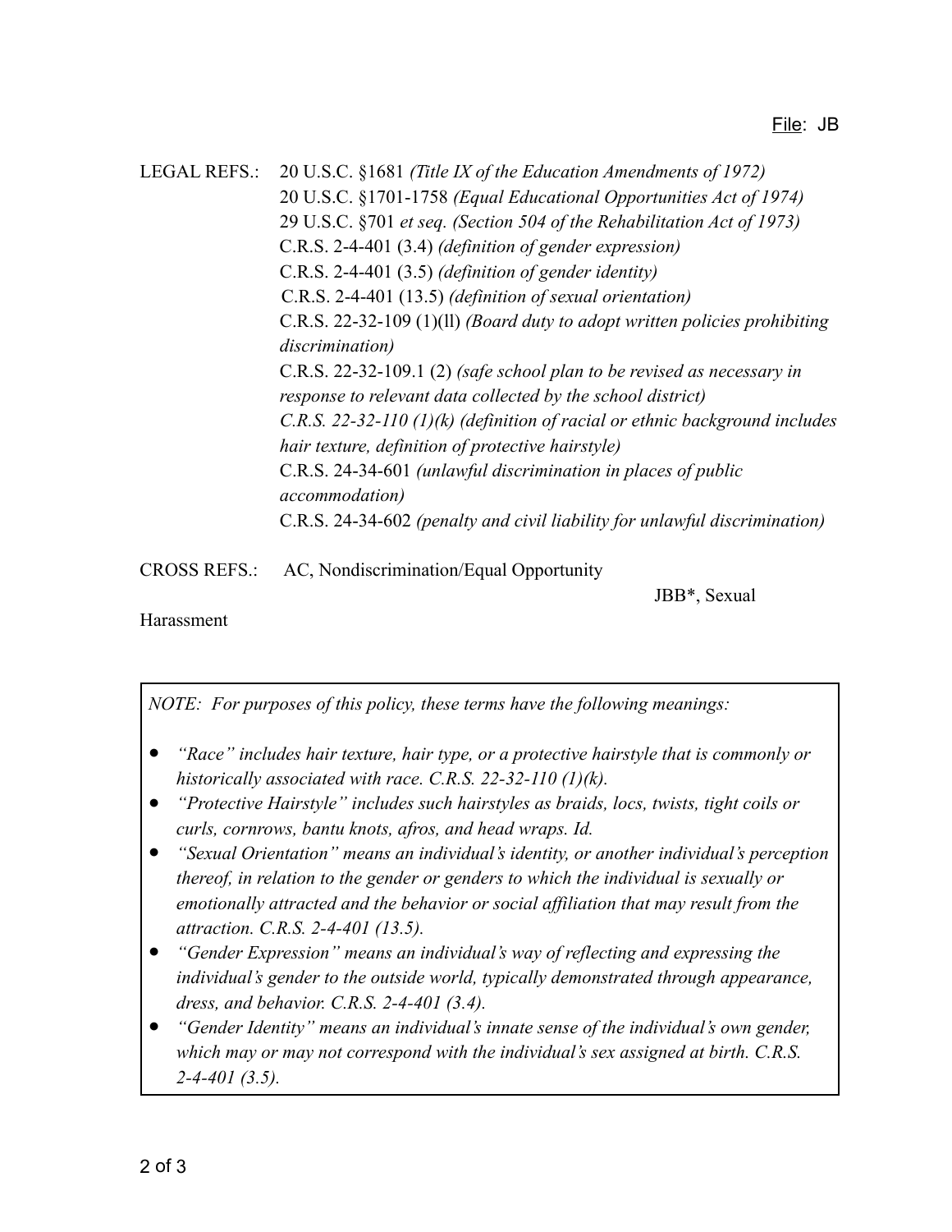File: JB

LEGAL REFS.: 20 U.S.C. §1681 *(Title IX of the Education Amendments of 1972)*
20 U.S.C. §1701-1758 *(Equal Educational Opportunities Act of 1974)*
29 U.S.C. §701 *et seq. (Section 504 of the Rehabilitation Act of 1973)*
C.R.S. 2-4-401 (3.4) *(definition of gender expression)*
C.R.S. 2-4-401 (3.5) *(definition of gender identity)*
C.R.S. 2-4-401 (13.5) *(definition of sexual orientation)*
C.R.S. 22-32-109 (1)(ll) *(Board duty to adopt written policies prohibiting discrimination)*
C.R.S. 22-32-109.1 (2) *(safe school plan to be revised as necessary in response to relevant data collected by the school district)*
*C.R.S. 22-32-110 (1)(k) (definition of racial or ethnic background includes hair texture, definition of protective hairstyle)*
C.R.S. 24-34-601 *(unlawful discrimination in places of public accommodation)*
C.R.S. 24-34-602 *(penalty and civil liability for unlawful discrimination)*

CROSS REFS.: AC, Nondiscrimination/Equal Opportunity
JBB*, Sexual Harassment

*NOTE: For purposes of this policy, these terms have the following meanings:*

- *"Race" includes hair texture, hair type, or a protective hairstyle that is commonly or historically associated with race. C.R.S. 22-32-110 (1)(k).*
- *"Protective Hairstyle" includes such hairstyles as braids, locs, twists, tight coils or curls, cornrows, bantu knots, afros, and head wraps. Id.*
- *"Sexual Orientation" means an individual's identity, or another individual's perception thereof, in relation to the gender or genders to which the individual is sexually or emotionally attracted and the behavior or social affiliation that may result from the attraction. C.R.S. 2-4-401 (13.5).*
- *"Gender Expression" means an individual's way of reflecting and expressing the individual's gender to the outside world, typically demonstrated through appearance, dress, and behavior. C.R.S. 2-4-401 (3.4).*
- *"Gender Identity" means an individual's innate sense of the individual's own gender, which may or may not correspond with the individual's sex assigned at birth. C.R.S. 2-4-401 (3.5).*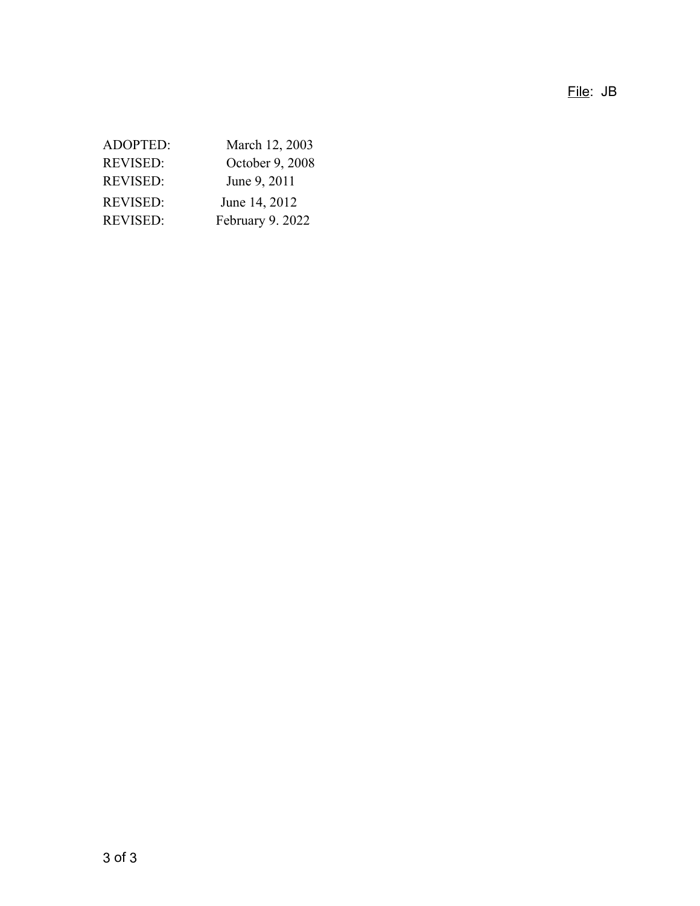File: JB

| | |
|---|---|
| ADOPTED: | March 12, 2003 |
| REVISED: | October 9, 2008 |
| REVISED: | June 9, 2011 |
| REVISED: | June 14, 2012 |
| REVISED: | February 9. 2022 |